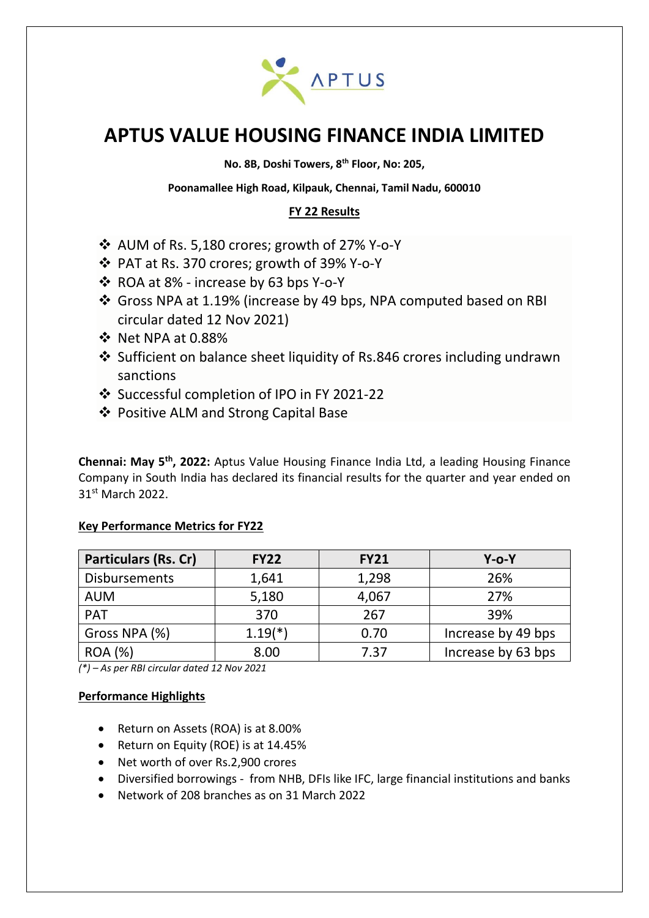APTUS

# APTUS VALUE HOUSING FINANCE INDIA LIMITED

**No. 8B, Doshi Towers, 8th Floor, No: 205,**

**Poonamallee High Road, Kilpauk, Chennai, Tamil Nadu, 600010**

## FY 22 Results

- AUM of Rs. 5,180 crores; growth of 27% Y-o-Y
- PAT at Rs. 370 crores; growth of 39% Y-o-Y
- ROA at 8% - increase by 63 bps Y-o-Y
- Gross NPA at 1.19% (increase by 49 bps, NPA computed based on RBI circular dated 12 Nov 2021)
- Net NPA at 0.88%
- Sufficient on balance sheet liquidity of Rs.846 crores including undrawn sanctions
- Successful completion of IPO in FY 2021-22
- Positive ALM and Strong Capital Base

**Chennai: May 5th, 2022:** Aptus Value Housing Finance India Ltd, a leading Housing Finance Company in South India has declared its financial results for the quarter and year ended on 31st March 2022.

### Key Performance Metrics for FY22

| Particulars (Rs. Cr) | FY22 | FY21 | Y-o-Y |
|---|---|---|---|
| Disbursements | 1,641 | 1,298 | 26% |
| AUM | 5,180 | 4,067 | 27% |
| PAT | 370 | 267 | 39% |
| Gross NPA (%) | 1.19(*) | 0.70 | Increase by 49 bps |
| ROA (%) | 8.00 | 7.37 | Increase by 63 bps |

*(*) – As per RBI circular dated 12 Nov 2021*

### Performance Highlights

- Return on Assets (ROA) is at 8.00%
- Return on Equity (ROE) is at 14.45%
- Net worth of over Rs.2,900 crores
- Diversified borrowings - from NHB, DFIs like IFC, large financial institutions and banks
- Network of 208 branches as on 31 March 2022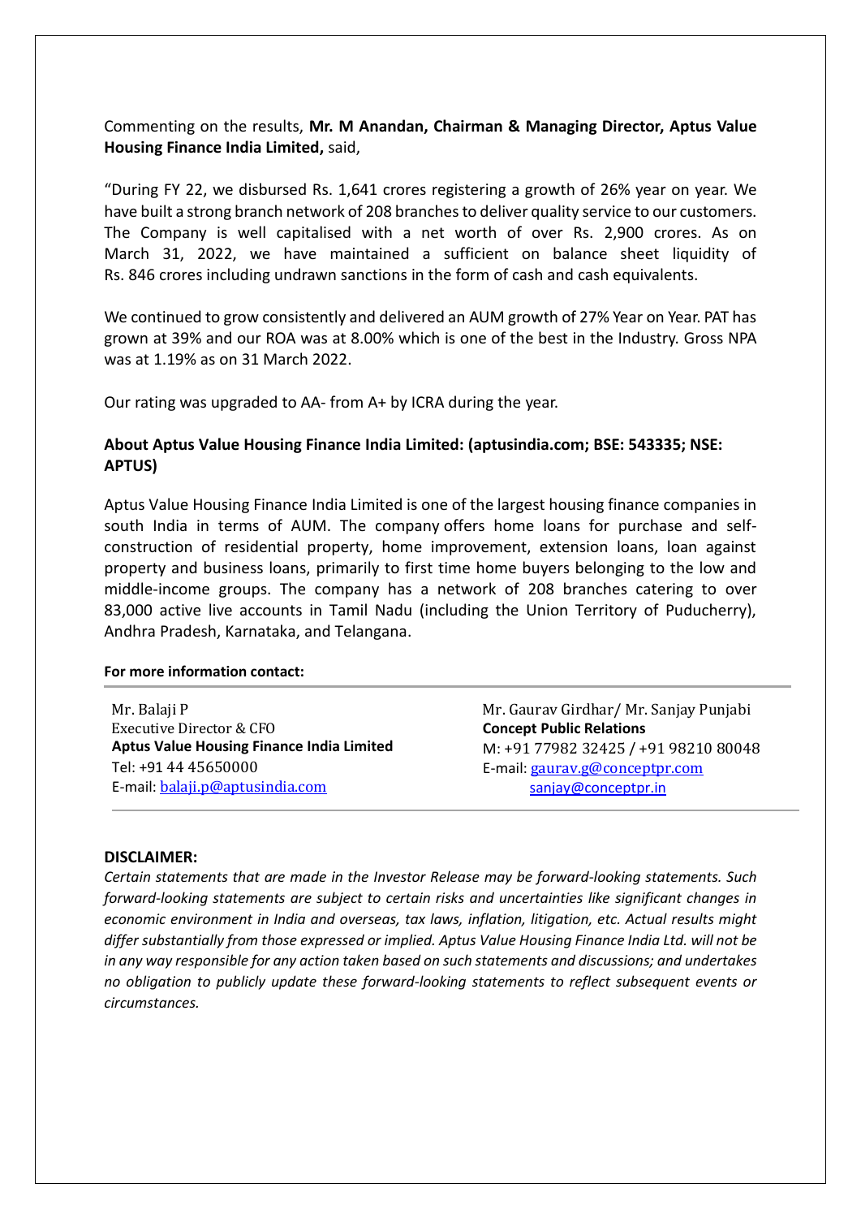Commenting on the results, **Mr. M Anandan, Chairman & Managing Director, Aptus Value Housing Finance India Limited,** said,

"During FY 22, we disbursed Rs. 1,641 crores registering a growth of 26% year on year. We have built a strong branch network of 208 branches to deliver quality service to our customers. The Company is well capitalised with a net worth of over Rs. 2,900 crores. As on March 31, 2022, we have maintained a sufficient on balance sheet liquidity of Rs. 846 crores including undrawn sanctions in the form of cash and cash equivalents.

We continued to grow consistently and delivered an AUM growth of 27% Year on Year. PAT has grown at 39% and our ROA was at 8.00% which is one of the best in the Industry. Gross NPA was at 1.19% as on 31 March 2022.

Our rating was upgraded to AA- from A+ by ICRA during the year.

**About Aptus Value Housing Finance India Limited: (aptusindia.com; BSE: 543335; NSE: APTUS)**

Aptus Value Housing Finance India Limited is one of the largest housing finance companies in south India in terms of AUM. The company offers home loans for purchase and self-construction of residential property, home improvement, extension loans, loan against property and business loans, primarily to first time home buyers belonging to the low and middle-income groups. The company has a network of 208 branches catering to over 83,000 active live accounts in Tamil Nadu (including the Union Territory of Puducherry), Andhra Pradesh, Karnataka, and Telangana.

**For more information contact:**

| | |
|---|---|
| Mr. Balaji P<br>Executive Director & CFO<br>**Aptus Value Housing Finance India Limited**<br>Tel: +91 44 45650000<br>E-mail: balaji.p@aptusindia.com | Mr. Gaurav Girdhar/ Mr. Sanjay Punjabi<br>**Concept Public Relations**<br>M: +91 77982 32425 / +91 98210 80048<br>E-mail: gaurav.g@conceptpr.com<br>sanjay@conceptpr.in |

**DISCLAIMER:**

*Certain statements that are made in the Investor Release may be forward-looking statements. Such forward-looking statements are subject to certain risks and uncertainties like significant changes in economic environment in India and overseas, tax laws, inflation, litigation, etc. Actual results might differ substantially from those expressed or implied. Aptus Value Housing Finance India Ltd. will not be in any way responsible for any action taken based on such statements and discussions; and undertakes no obligation to publicly update these forward-looking statements to reflect subsequent events or circumstances.*